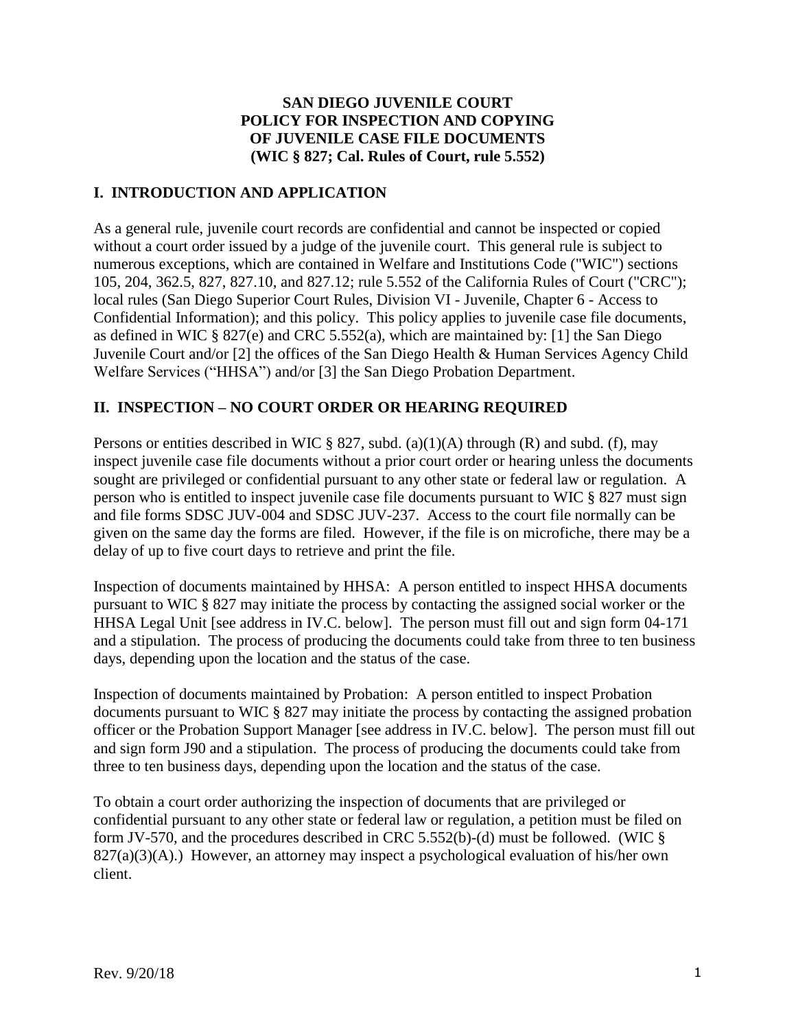# SAN DIEGO JUVENILE COURT POLICY FOR INSPECTION AND COPYING OF JUVENILE CASE FILE DOCUMENTS (WIC § 827; Cal. Rules of Court, rule 5.552)

## I. INTRODUCTION AND APPLICATION

As a general rule, juvenile court records are confidential and cannot be inspected or copied without a court order issued by a judge of the juvenile court. This general rule is subject to numerous exceptions, which are contained in Welfare and Institutions Code ("WIC") sections 105, 204, 362.5, 827, 827.10, and 827.12; rule 5.552 of the California Rules of Court ("CRC"); local rules (San Diego Superior Court Rules, Division VI - Juvenile, Chapter 6 - Access to Confidential Information); and this policy. This policy applies to juvenile case file documents, as defined in WIC § 827(e) and CRC 5.552(a), which are maintained by: [1] the San Diego Juvenile Court and/or [2] the offices of the San Diego Health & Human Services Agency Child Welfare Services ("HHSA") and/or [3] the San Diego Probation Department.

## II. INSPECTION – NO COURT ORDER OR HEARING REQUIRED

Persons or entities described in WIC § 827, subd. (a)(1)(A) through (R) and subd. (f), may inspect juvenile case file documents without a prior court order or hearing unless the documents sought are privileged or confidential pursuant to any other state or federal law or regulation. A person who is entitled to inspect juvenile case file documents pursuant to WIC § 827 must sign and file forms SDSC JUV-004 and SDSC JUV-237. Access to the court file normally can be given on the same day the forms are filed. However, if the file is on microfiche, there may be a delay of up to five court days to retrieve and print the file.

Inspection of documents maintained by HHSA: A person entitled to inspect HHSA documents pursuant to WIC § 827 may initiate the process by contacting the assigned social worker or the HHSA Legal Unit [see address in IV.C. below]. The person must fill out and sign form 04-171 and a stipulation. The process of producing the documents could take from three to ten business days, depending upon the location and the status of the case.

Inspection of documents maintained by Probation: A person entitled to inspect Probation documents pursuant to WIC § 827 may initiate the process by contacting the assigned probation officer or the Probation Support Manager [see address in IV.C. below]. The person must fill out and sign form J90 and a stipulation. The process of producing the documents could take from three to ten business days, depending upon the location and the status of the case.

To obtain a court order authorizing the inspection of documents that are privileged or confidential pursuant to any other state or federal law or regulation, a petition must be filed on form JV-570, and the procedures described in CRC 5.552(b)-(d) must be followed. (WIC § 827(a)(3)(A).) However, an attorney may inspect a psychological evaluation of his/her own client.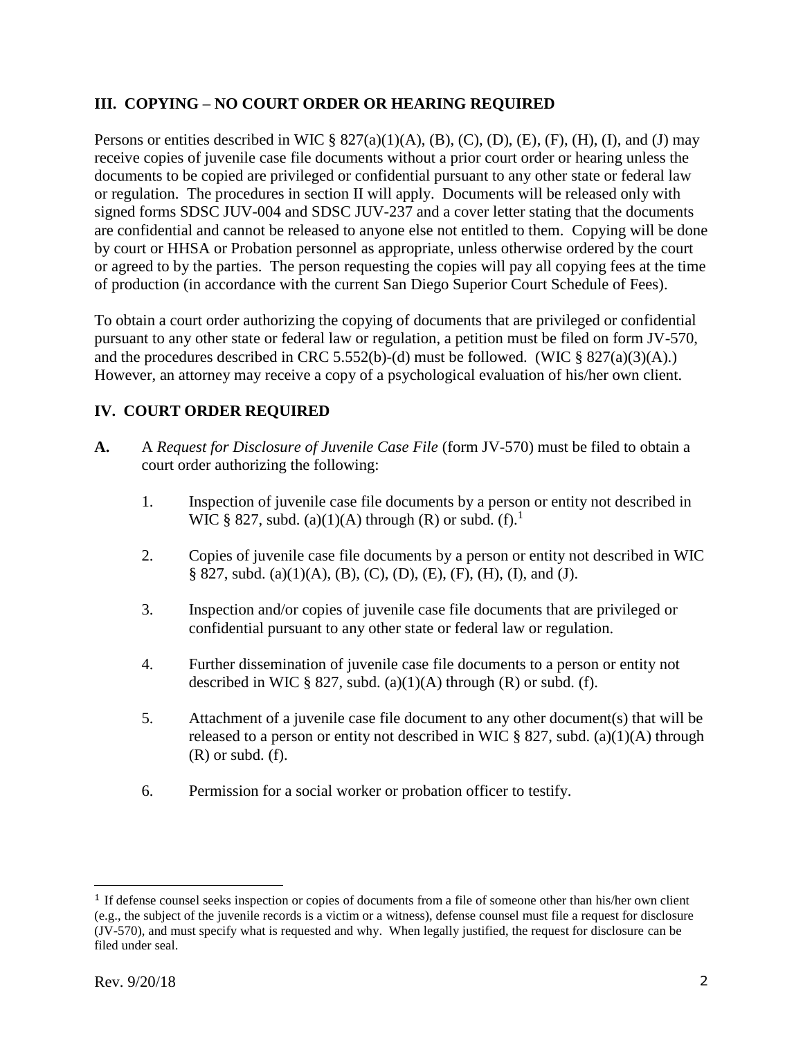## III. COPYING – NO COURT ORDER OR HEARING REQUIRED

Persons or entities described in WIC § 827(a)(1)(A), (B), (C), (D), (E), (F), (H), (I), and (J) may receive copies of juvenile case file documents without a prior court order or hearing unless the documents to be copied are privileged or confidential pursuant to any other state or federal law or regulation. The procedures in section II will apply. Documents will be released only with signed forms SDSC JUV-004 and SDSC JUV-237 and a cover letter stating that the documents are confidential and cannot be released to anyone else not entitled to them. Copying will be done by court or HHSA or Probation personnel as appropriate, unless otherwise ordered by the court or agreed to by the parties. The person requesting the copies will pay all copying fees at the time of production (in accordance with the current San Diego Superior Court Schedule of Fees).

To obtain a court order authorizing the copying of documents that are privileged or confidential pursuant to any other state or federal law or regulation, a petition must be filed on form JV-570, and the procedures described in CRC 5.552(b)-(d) must be followed. (WIC § 827(a)(3)(A).) However, an attorney may receive a copy of a psychological evaluation of his/her own client.

## IV. COURT ORDER REQUIRED

**A.** A *Request for Disclosure of Juvenile Case File* (form JV-570) must be filed to obtain a court order authorizing the following:

1. Inspection of juvenile case file documents by a person or entity not described in WIC § 827, subd. (a)(1)(A) through (R) or subd. (f).[1]

2. Copies of juvenile case file documents by a person or entity not described in WIC § 827, subd. (a)(1)(A), (B), (C), (D), (E), (F), (H), (I), and (J).

3. Inspection and/or copies of juvenile case file documents that are privileged or confidential pursuant to any other state or federal law or regulation.

4. Further dissemination of juvenile case file documents to a person or entity not described in WIC § 827, subd. (a)(1)(A) through (R) or subd. (f).

5. Attachment of a juvenile case file document to any other document(s) that will be released to a person or entity not described in WIC § 827, subd. (a)(1)(A) through (R) or subd. (f).

6. Permission for a social worker or probation officer to testify.

---

[1] If defense counsel seeks inspection or copies of documents from a file of someone other than his/her own client (e.g., the subject of the juvenile records is a victim or a witness), defense counsel must file a request for disclosure (JV-570), and must specify what is requested and why. When legally justified, the request for disclosure can be filed under seal.

Rev. 9/20/18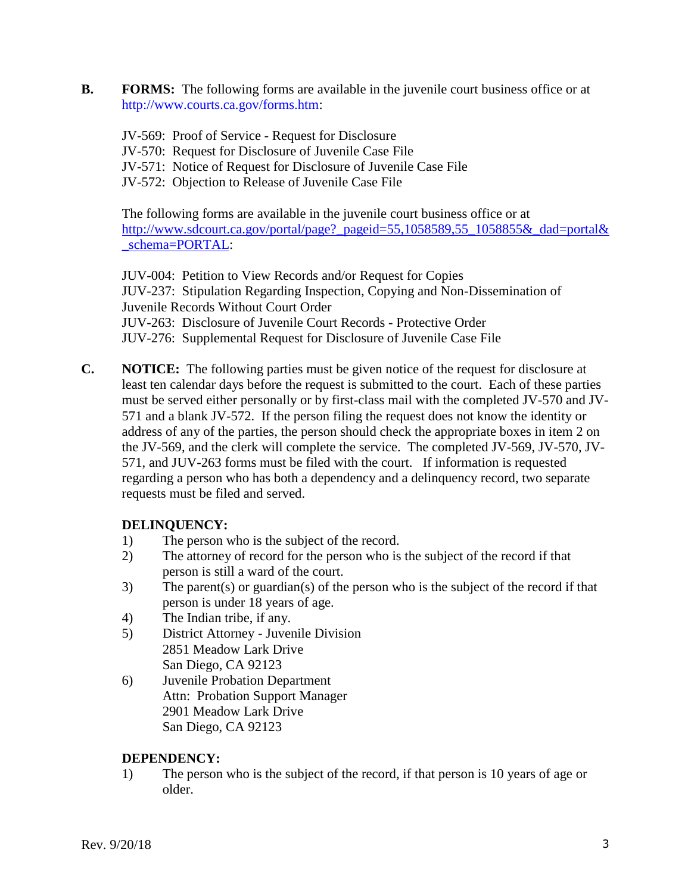**B. FORMS:** The following forms are available in the juvenile court business office or at http://www.courts.ca.gov/forms.htm:

JV-569: Proof of Service - Request for Disclosure
JV-570: Request for Disclosure of Juvenile Case File
JV-571: Notice of Request for Disclosure of Juvenile Case File
JV-572: Objection to Release of Juvenile Case File

The following forms are available in the juvenile court business office or at http://www.sdcourt.ca.gov/portal/page?_pageid=55,1058589,55_1058855&_dad=portal&_schema=PORTAL:

JUV-004: Petition to View Records and/or Request for Copies
JUV-237: Stipulation Regarding Inspection, Copying and Non-Dissemination of Juvenile Records Without Court Order
JUV-263: Disclosure of Juvenile Court Records - Protective Order
JUV-276: Supplemental Request for Disclosure of Juvenile Case File

**C. NOTICE:** The following parties must be given notice of the request for disclosure at least ten calendar days before the request is submitted to the court. Each of these parties must be served either personally or by first-class mail with the completed JV-570 and JV-571 and a blank JV-572. If the person filing the request does not know the identity or address of any of the parties, the person should check the appropriate boxes in item 2 on the JV-569, and the clerk will complete the service. The completed JV-569, JV-570, JV-571, and JUV-263 forms must be filed with the court. If information is requested regarding a person who has both a dependency and a delinquency record, two separate requests must be filed and served.

**DELINQUENCY:**

1) The person who is the subject of the record.
2) The attorney of record for the person who is the subject of the record if that person is still a ward of the court.
3) The parent(s) or guardian(s) of the person who is the subject of the record if that person is under 18 years of age.
4) The Indian tribe, if any.
5) District Attorney - Juvenile Division
   2851 Meadow Lark Drive
   San Diego, CA 92123
6) Juvenile Probation Department
   Attn: Probation Support Manager
   2901 Meadow Lark Drive
   San Diego, CA 92123

**DEPENDENCY:**

1) The person who is the subject of the record, if that person is 10 years of age or older.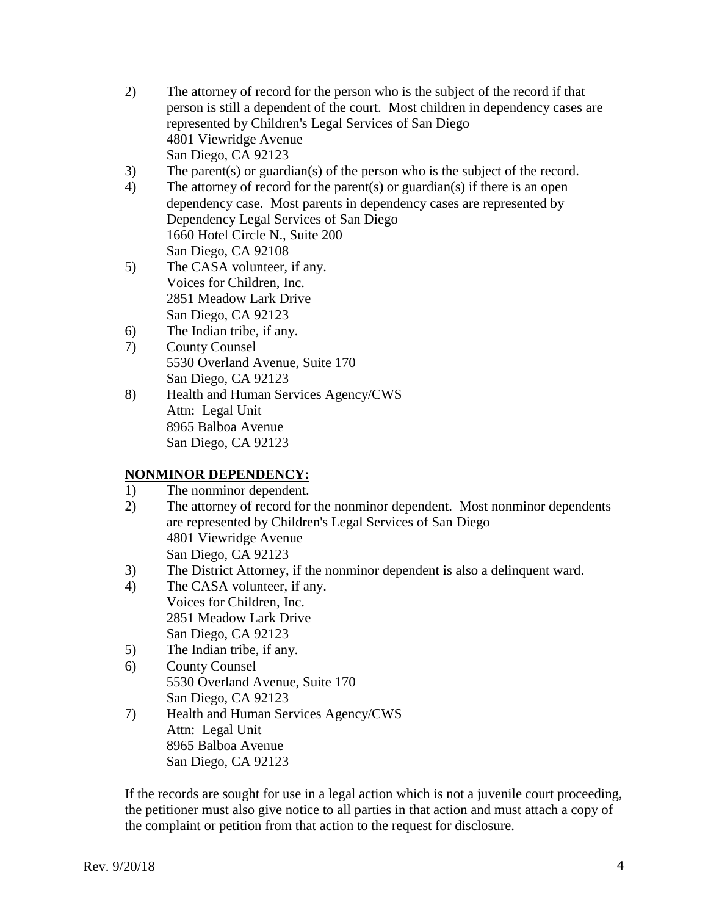2) The attorney of record for the person who is the subject of the record if that person is still a dependent of the court. Most children in dependency cases are represented by Children's Legal Services of San Diego
   4801 Viewridge Avenue
   San Diego, CA 92123
3) The parent(s) or guardian(s) of the person who is the subject of the record.
4) The attorney of record for the parent(s) or guardian(s) if there is an open dependency case. Most parents in dependency cases are represented by Dependency Legal Services of San Diego
   1660 Hotel Circle N., Suite 200
   San Diego, CA 92108
5) The CASA volunteer, if any.
   Voices for Children, Inc.
   2851 Meadow Lark Drive
   San Diego, CA 92123
6) The Indian tribe, if any.
7) County Counsel
   5530 Overland Avenue, Suite 170
   San Diego, CA 92123
8) Health and Human Services Agency/CWS
   Attn: Legal Unit
   8965 Balboa Avenue
   San Diego, CA 92123

**NONMINOR DEPENDENCY:**

1) The nonminor dependent.
2) The attorney of record for the nonminor dependent. Most nonminor dependents are represented by Children's Legal Services of San Diego
   4801 Viewridge Avenue
   San Diego, CA 92123
3) The District Attorney, if the nonminor dependent is also a delinquent ward.
4) The CASA volunteer, if any.
   Voices for Children, Inc.
   2851 Meadow Lark Drive
   San Diego, CA 92123
5) The Indian tribe, if any.
6) County Counsel
   5530 Overland Avenue, Suite 170
   San Diego, CA 92123
7) Health and Human Services Agency/CWS
   Attn: Legal Unit
   8965 Balboa Avenue
   San Diego, CA 92123

If the records are sought for use in a legal action which is not a juvenile court proceeding, the petitioner must also give notice to all parties in that action and must attach a copy of the complaint or petition from that action to the request for disclosure.

Rev. 9/20/18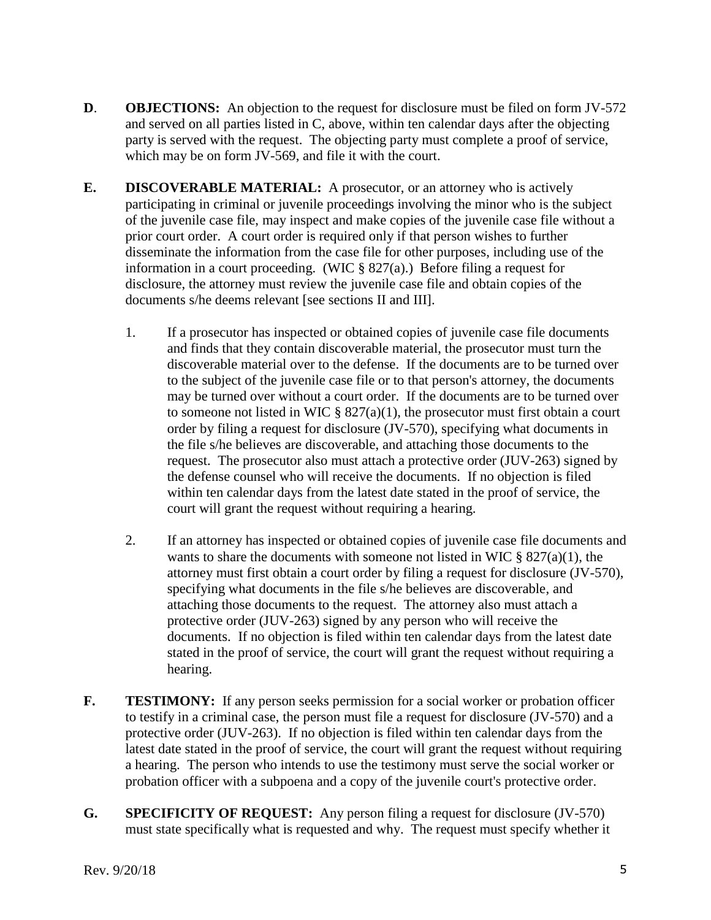**D**. **OBJECTIONS:** An objection to the request for disclosure must be filed on form JV-572 and served on all parties listed in C, above, within ten calendar days after the objecting party is served with the request. The objecting party must complete a proof of service, which may be on form JV-569, and file it with the court.

**E.** **DISCOVERABLE MATERIAL:** A prosecutor, or an attorney who is actively participating in criminal or juvenile proceedings involving the minor who is the subject of the juvenile case file, may inspect and make copies of the juvenile case file without a prior court order. A court order is required only if that person wishes to further disseminate the information from the case file for other purposes, including use of the information in a court proceeding. (WIC § 827(a).) Before filing a request for disclosure, the attorney must review the juvenile case file and obtain copies of the documents s/he deems relevant [see sections II and III].

1. If a prosecutor has inspected or obtained copies of juvenile case file documents and finds that they contain discoverable material, the prosecutor must turn the discoverable material over to the defense. If the documents are to be turned over to the subject of the juvenile case file or to that person's attorney, the documents may be turned over without a court order. If the documents are to be turned over to someone not listed in WIC § 827(a)(1), the prosecutor must first obtain a court order by filing a request for disclosure (JV-570), specifying what documents in the file s/he believes are discoverable, and attaching those documents to the request. The prosecutor also must attach a protective order (JUV-263) signed by the defense counsel who will receive the documents. If no objection is filed within ten calendar days from the latest date stated in the proof of service, the court will grant the request without requiring a hearing.

2. If an attorney has inspected or obtained copies of juvenile case file documents and wants to share the documents with someone not listed in WIC § 827(a)(1), the attorney must first obtain a court order by filing a request for disclosure (JV-570), specifying what documents in the file s/he believes are discoverable, and attaching those documents to the request. The attorney also must attach a protective order (JUV-263) signed by any person who will receive the documents. If no objection is filed within ten calendar days from the latest date stated in the proof of service, the court will grant the request without requiring a hearing.

**F.** **TESTIMONY:** If any person seeks permission for a social worker or probation officer to testify in a criminal case, the person must file a request for disclosure (JV-570) and a protective order (JUV-263). If no objection is filed within ten calendar days from the latest date stated in the proof of service, the court will grant the request without requiring a hearing. The person who intends to use the testimony must serve the social worker or probation officer with a subpoena and a copy of the juvenile court's protective order.

**G.** **SPECIFICITY OF REQUEST:** Any person filing a request for disclosure (JV-570) must state specifically what is requested and why. The request must specify whether it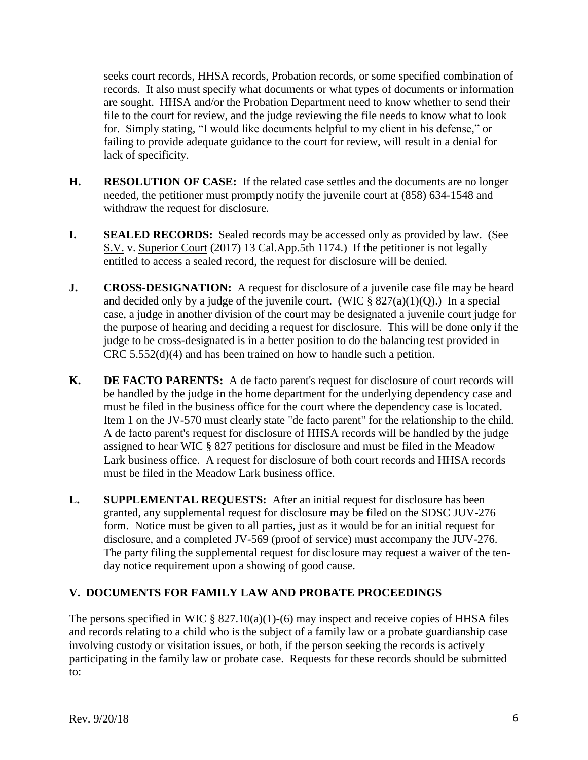seeks court records, HHSA records, Probation records, or some specified combination of records. It also must specify what documents or what types of documents or information are sought. HHSA and/or the Probation Department need to know whether to send their file to the court for review, and the judge reviewing the file needs to know what to look for. Simply stating, "I would like documents helpful to my client in his defense," or failing to provide adequate guidance to the court for review, will result in a denial for lack of specificity.

**H. RESOLUTION OF CASE:** If the related case settles and the documents are no longer needed, the petitioner must promptly notify the juvenile court at (858) 634-1548 and withdraw the request for disclosure.

**I. SEALED RECORDS:** Sealed records may be accessed only as provided by law. (See S.V. v. Superior Court (2017) 13 Cal.App.5th 1174.) If the petitioner is not legally entitled to access a sealed record, the request for disclosure will be denied.

**J. CROSS-DESIGNATION:** A request for disclosure of a juvenile case file may be heard and decided only by a judge of the juvenile court. (WIC § 827(a)(1)(Q).) In a special case, a judge in another division of the court may be designated a juvenile court judge for the purpose of hearing and deciding a request for disclosure. This will be done only if the judge to be cross-designated is in a better position to do the balancing test provided in CRC 5.552(d)(4) and has been trained on how to handle such a petition.

**K. DE FACTO PARENTS:** A de facto parent's request for disclosure of court records will be handled by the judge in the home department for the underlying dependency case and must be filed in the business office for the court where the dependency case is located. Item 1 on the JV-570 must clearly state "de facto parent" for the relationship to the child. A de facto parent's request for disclosure of HHSA records will be handled by the judge assigned to hear WIC § 827 petitions for disclosure and must be filed in the Meadow Lark business office. A request for disclosure of both court records and HHSA records must be filed in the Meadow Lark business office.

**L. SUPPLEMENTAL REQUESTS:** After an initial request for disclosure has been granted, any supplemental request for disclosure may be filed on the SDSC JUV-276 form. Notice must be given to all parties, just as it would be for an initial request for disclosure, and a completed JV-569 (proof of service) must accompany the JUV-276. The party filing the supplemental request for disclosure may request a waiver of the ten-day notice requirement upon a showing of good cause.

## V. DOCUMENTS FOR FAMILY LAW AND PROBATE PROCEEDINGS

The persons specified in WIC § 827.10(a)(1)-(6) may inspect and receive copies of HHSA files and records relating to a child who is the subject of a family law or a probate guardianship case involving custody or visitation issues, or both, if the person seeking the records is actively participating in the family law or probate case. Requests for these records should be submitted to:

Rev. 9/20/18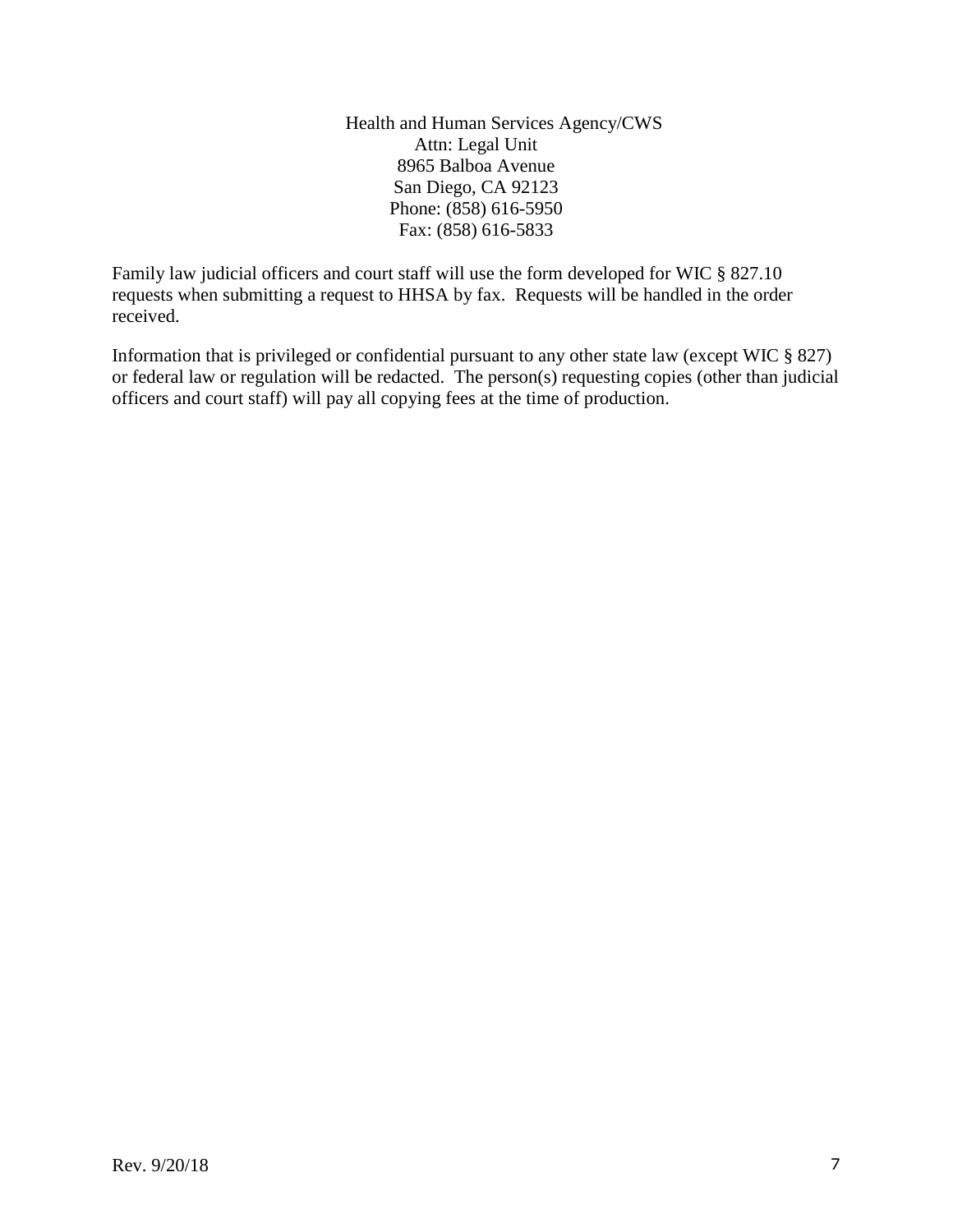Health and Human Services Agency/CWS
Attn: Legal Unit
8965 Balboa Avenue
San Diego, CA 92123
Phone: (858) 616-5950
Fax: (858) 616-5833

Family law judicial officers and court staff will use the form developed for WIC § 827.10 requests when submitting a request to HHSA by fax. Requests will be handled in the order received.

Information that is privileged or confidential pursuant to any other state law (except WIC § 827) or federal law or regulation will be redacted. The person(s) requesting copies (other than judicial officers and court staff) will pay all copying fees at the time of production.

Rev. 9/20/18